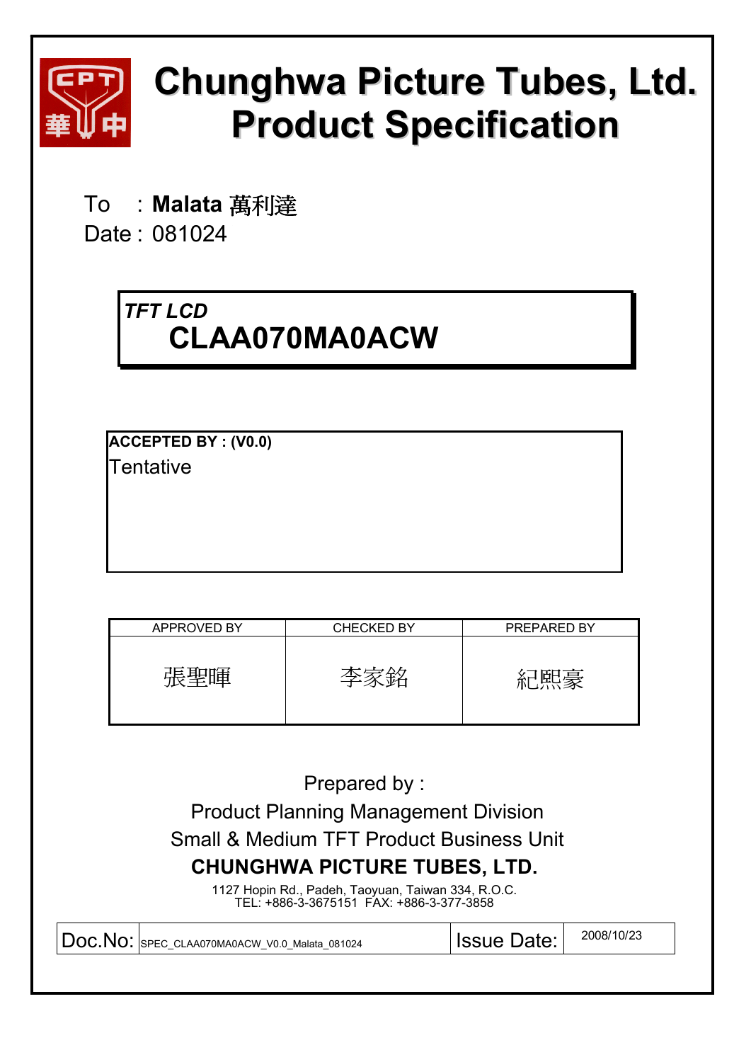# Chunghwa Picture Tubes, Ltd.
# Product Specification

To : **Malata 萬利達**

Date : 081024

***TFT LCD***

**CLAA070MA0ACW**

**ACCEPTED BY : (V0.0)**

Tentative

| APPROVED BY | CHECKED BY | PREPARED BY |
|---|---|---|
| 張聖暉 | 李家銘 | 紀熙豪 |

Prepared by :

Product Planning Management Division

Small & Medium TFT Product Business Unit

**CHUNGHWA PICTURE TUBES, LTD.**

1127 Hopin Rd., Padeh, Taoyuan, Taiwan 334, R.O.C.

TEL: +886-3-3675151 FAX: +886-3-377-3858

| | | | |
|---|---|---|---|
| Doc.No: | SPEC_CLAA070MA0ACW_V0.0_Malata_081024 | Issue Date: | 2008/10/23 |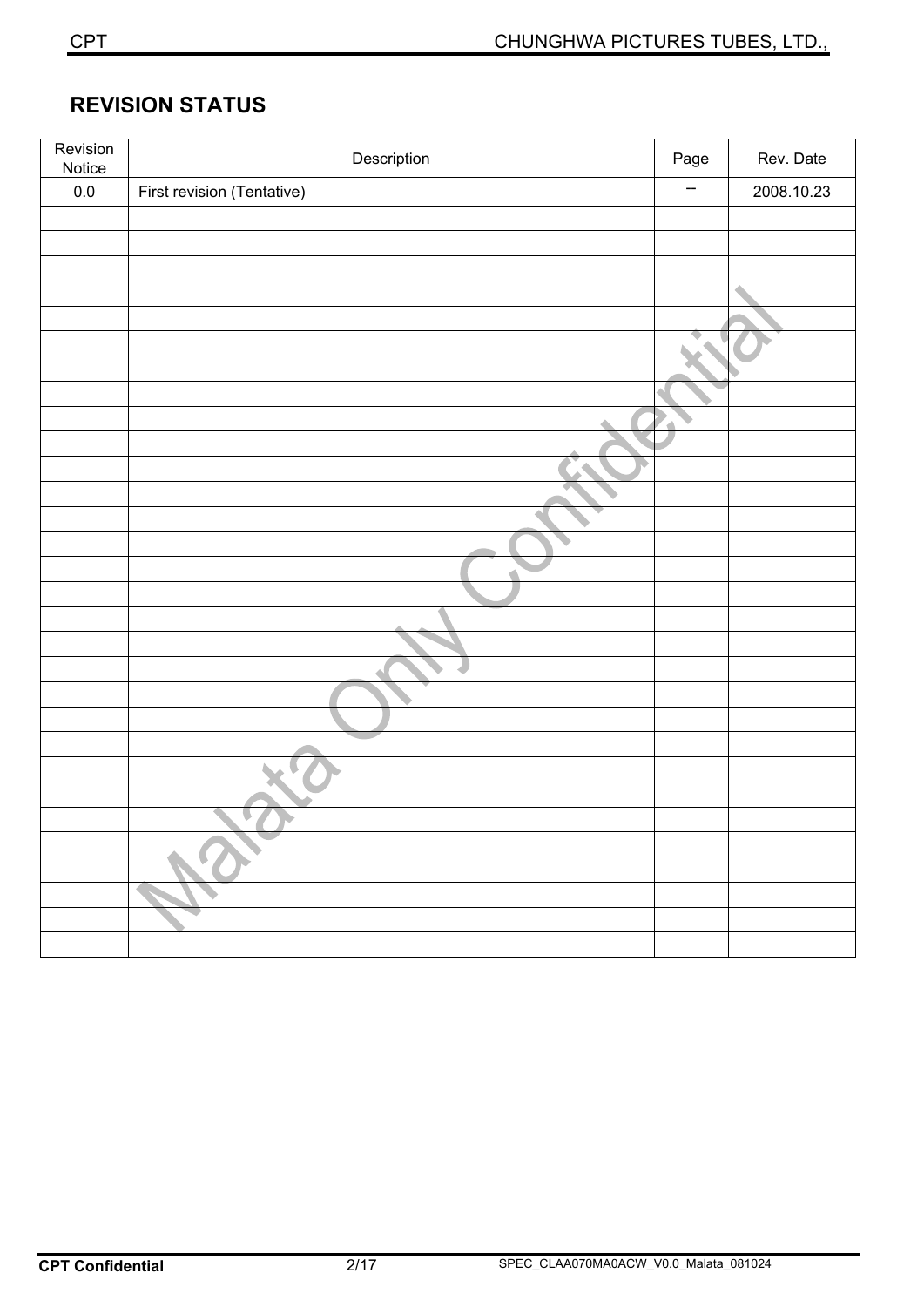## REVISION STATUS

| Revision Notice | Description | Page | Rev. Date |
|---|---|---|---|
| 0.0 | First revision (Tentative) | -- | 2008.10.23 |
| | | | |
| | | | |
| | | | |
| | | | |
| | | | |
| | | | |
| | | | |
| | | | |
| | | | |
| | | | |
| | | | |
| | | | |
| | | | |
| | | | |
| | | | |
| | | | |
| | | | |
| | | | |
| | | | |
| | | | |
| | | | |
| | | | |
| | | | |
| | | | |
| | | | |
| | | | |
| | | | |
| | | | |
| | | | |
| | | | |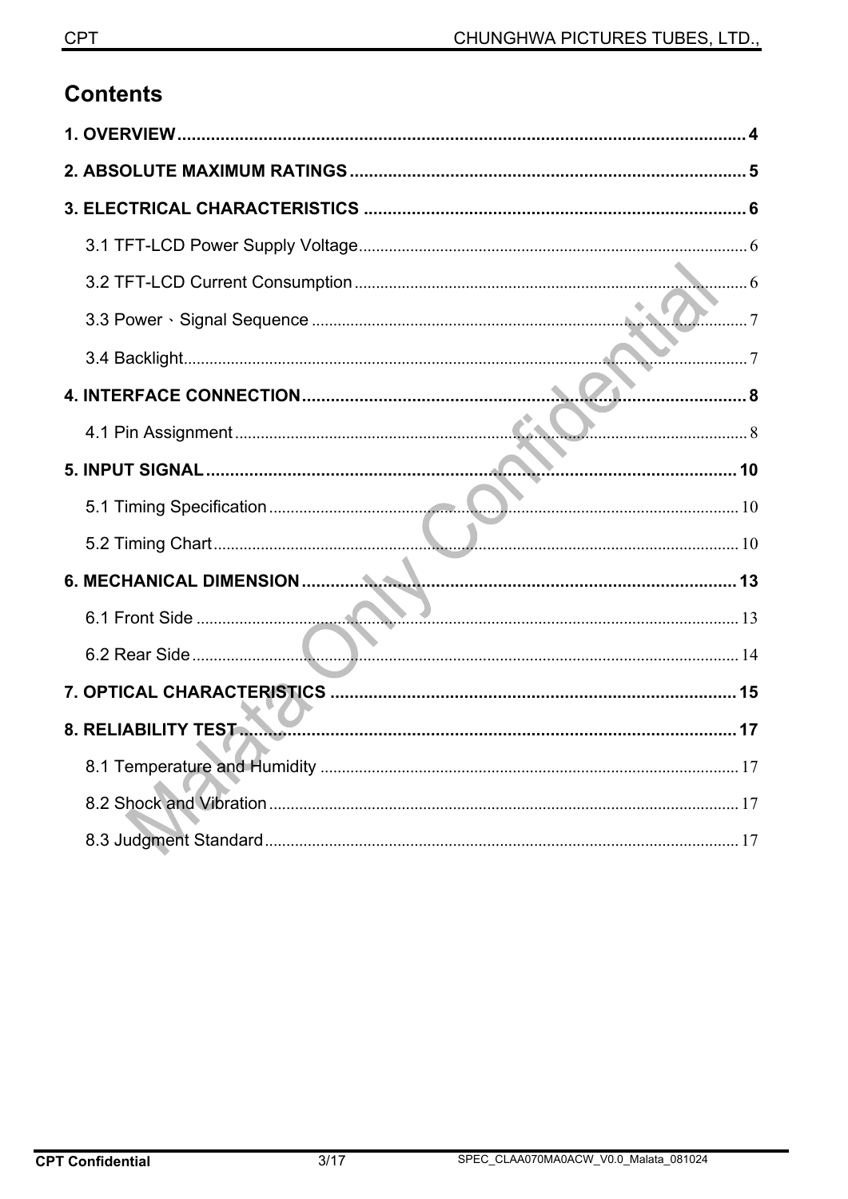# Contents

1. OVERVIEW .......... 4

2. ABSOLUTE MAXIMUM RATINGS .......... 5

3. ELECTRICAL CHARACTERISTICS .......... 6

- 3.1 TFT-LCD Power Supply Voltage .......... 6
- 3.2 TFT-LCD Current Consumption .......... 6
- 3.3 Power、Signal Sequence .......... 7
- 3.4 Backlight .......... 7

4. INTERFACE CONNECTION .......... 8

- 4.1 Pin Assignment .......... 8

5. INPUT SIGNAL .......... 10

- 5.1 Timing Specification .......... 10
- 5.2 Timing Chart .......... 10

6. MECHANICAL DIMENSION .......... 13

- 6.1 Front Side .......... 13
- 6.2 Rear Side .......... 14

7. OPTICAL CHARACTERISTICS .......... 15

8. RELIABILITY TEST .......... 17

- 8.1 Temperature and Humidity .......... 17
- 8.2 Shock and Vibration .......... 17
- 8.3 Judgment Standard .......... 17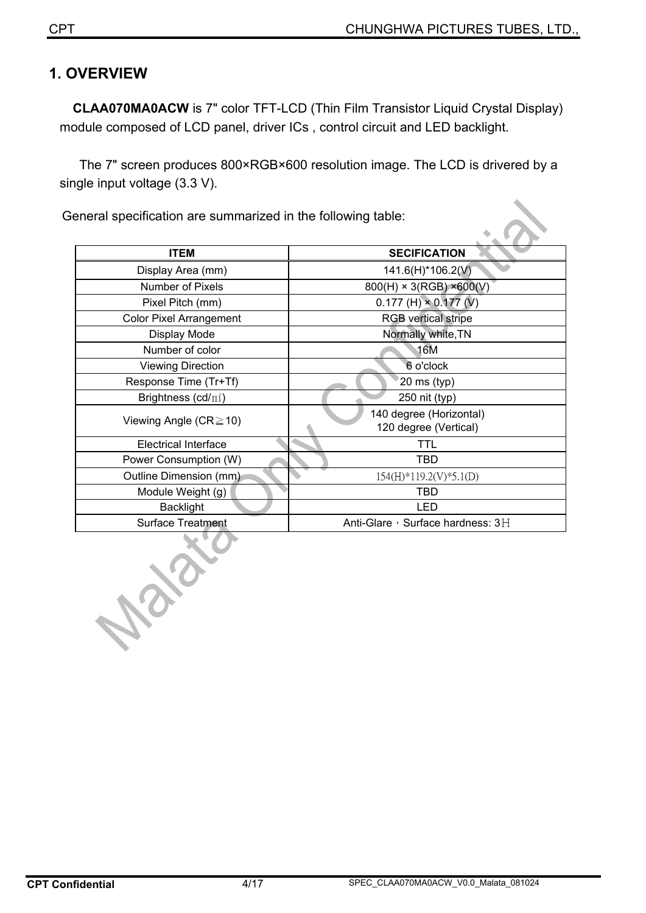## 1. OVERVIEW

**CLAA070MA0ACW** is 7" color TFT-LCD (Thin Film Transistor Liquid Crystal Display) module composed of LCD panel, driver ICs , control circuit and LED backlight.

The 7" screen produces 800×RGB×600 resolution image. The LCD is drivered by a single input voltage (3.3 V).

General specification are summarized in the following table:

| ITEM | SECIFICATION |
|---|---|
| Display Area (mm) | 141.6(H)*106.2(V) |
| Number of Pixels | 800(H) × 3(RGB) ×600(V) |
| Pixel Pitch (mm) | 0.177 (H) × 0.177 (V) |
| Color Pixel Arrangement | RGB vertical stripe |
| Display Mode | Normally white,TN |
| Number of color | 16M |
| Viewing Direction | 6 o'clock |
| Response Time (Tr+Tf) | 20 ms (typ) |
| Brightness (cd/㎡) | 250 nit (typ) |
| Viewing Angle (CR≧10) | 140 degree (Horizontal)<br>120 degree (Vertical) |
| Electrical Interface | TTL |
| Power Consumption (W) | TBD |
| Outline Dimension (mm) | 154(H)*119.2(V)*5.1(D) |
| Module Weight (g) | TBD |
| Backlight | LED |
| Surface Treatment | Anti-Glare，Surface hardness: 3Ｈ |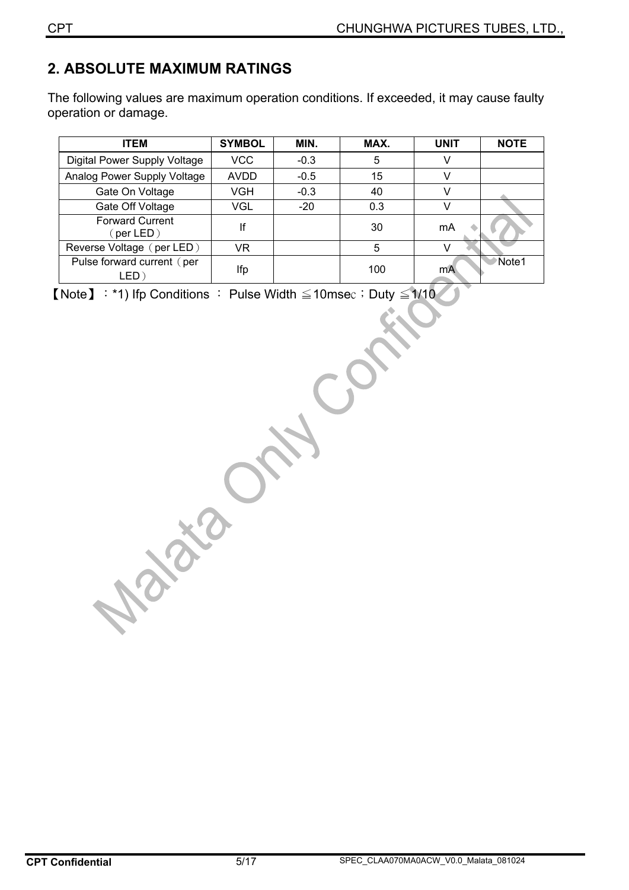## 2. ABSOLUTE MAXIMUM RATINGS

The following values are maximum operation conditions. If exceeded, it may cause faulty operation or damage.

| ITEM | SYMBOL | MIN. | MAX. | UNIT | NOTE |
|---|---|---|---|---|---|
| Digital Power Supply Voltage | VCC | -0.3 | 5 | V | |
| Analog Power Supply Voltage | AVDD | -0.5 | 15 | V | |
| Gate On Voltage | VGH | -0.3 | 40 | V | |
| Gate Off Voltage | VGL | -20 | 0.3 | V | |
| Forward Current （per LED） | If | | 30 | mA | |
| Reverse Voltage（per LED） | VR | | 5 | V | |
| Pulse forward current（per LED） | Ifp | | 100 | mA | Note1 |

【Note】：*1) Ifp Conditions ： Pulse Width ≦10msec；Duty ≦1/10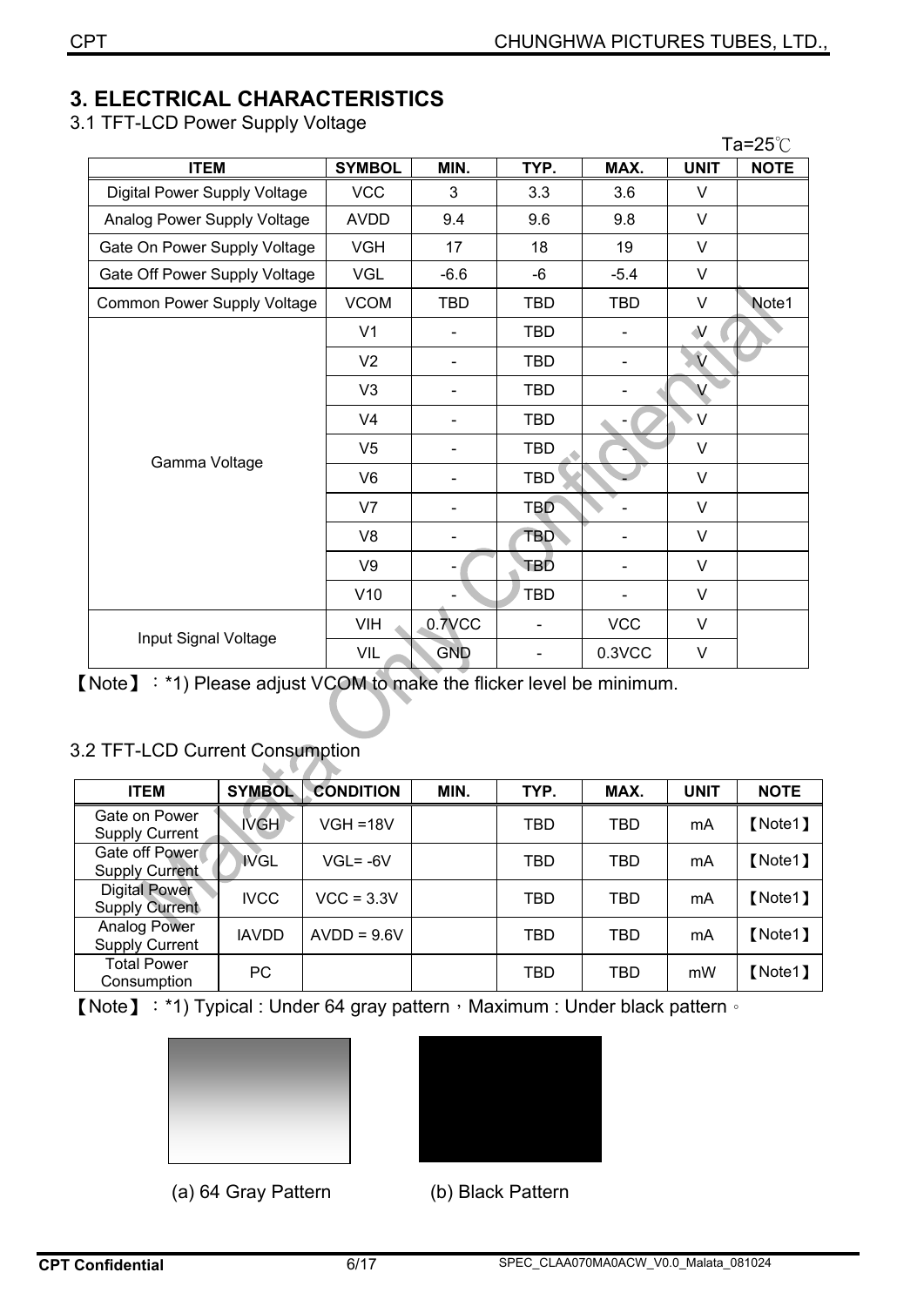# 3. ELECTRICAL CHARACTERISTICS

3.1 TFT-LCD Power Supply Voltage

Ta=25℃

| ITEM | SYMBOL | MIN. | TYP. | MAX. | UNIT | NOTE |
|---|---|---|---|---|---|---|
| Digital Power Supply Voltage | VCC | 3 | 3.3 | 3.6 | V | |
| Analog Power Supply Voltage | AVDD | 9.4 | 9.6 | 9.8 | V | |
| Gate On Power Supply Voltage | VGH | 17 | 18 | 19 | V | |
| Gate Off Power Supply Voltage | VGL | -6.6 | -6 | -5.4 | V | |
| Common Power Supply Voltage | VCOM | TBD | TBD | TBD | V | Note1 |
| Gamma Voltage | V1 | - | TBD | - | V | |
| | V2 | - | TBD | - | V | |
| | V3 | - | TBD | - | V | |
| | V4 | - | TBD | - | V | |
| | V5 | - | TBD | - | V | |
| | V6 | - | TBD | - | V | |
| | V7 | - | TBD | - | V | |
| | V8 | - | TBD | - | V | |
| | V9 | - | TBD | - | V | |
| | V10 | - | TBD | - | V | |
| Input Signal Voltage | VIH | 0.7VCC | - | VCC | V | |
| | VIL | GND | - | 0.3VCC | V | |

【Note】：*1) Please adjust VCOM to make the flicker level be minimum.

3.2 TFT-LCD Current Consumption

| ITEM | SYMBOL | CONDITION | MIN. | TYP. | MAX. | UNIT | NOTE |
|---|---|---|---|---|---|---|---|
| Gate on Power Supply Current | IVGH | VGH =18V | | TBD | TBD | mA | 【Note1】 |
| Gate off Power Supply Current | IVGL | VGL= -6V | | TBD | TBD | mA | 【Note1】 |
| Digital Power Supply Current | IVCC | VCC = 3.3V | | TBD | TBD | mA | 【Note1】 |
| Analog Power Supply Current | IAVDD | AVDD = 9.6V | | TBD | TBD | mA | 【Note1】 |
| Total Power Consumption | PC | | | TBD | TBD | mW | 【Note1】 |

【Note】：*1) Typical : Under 64 gray pattern，Maximum : Under black pattern。

(a) 64 Gray Pattern

(b) Black Pattern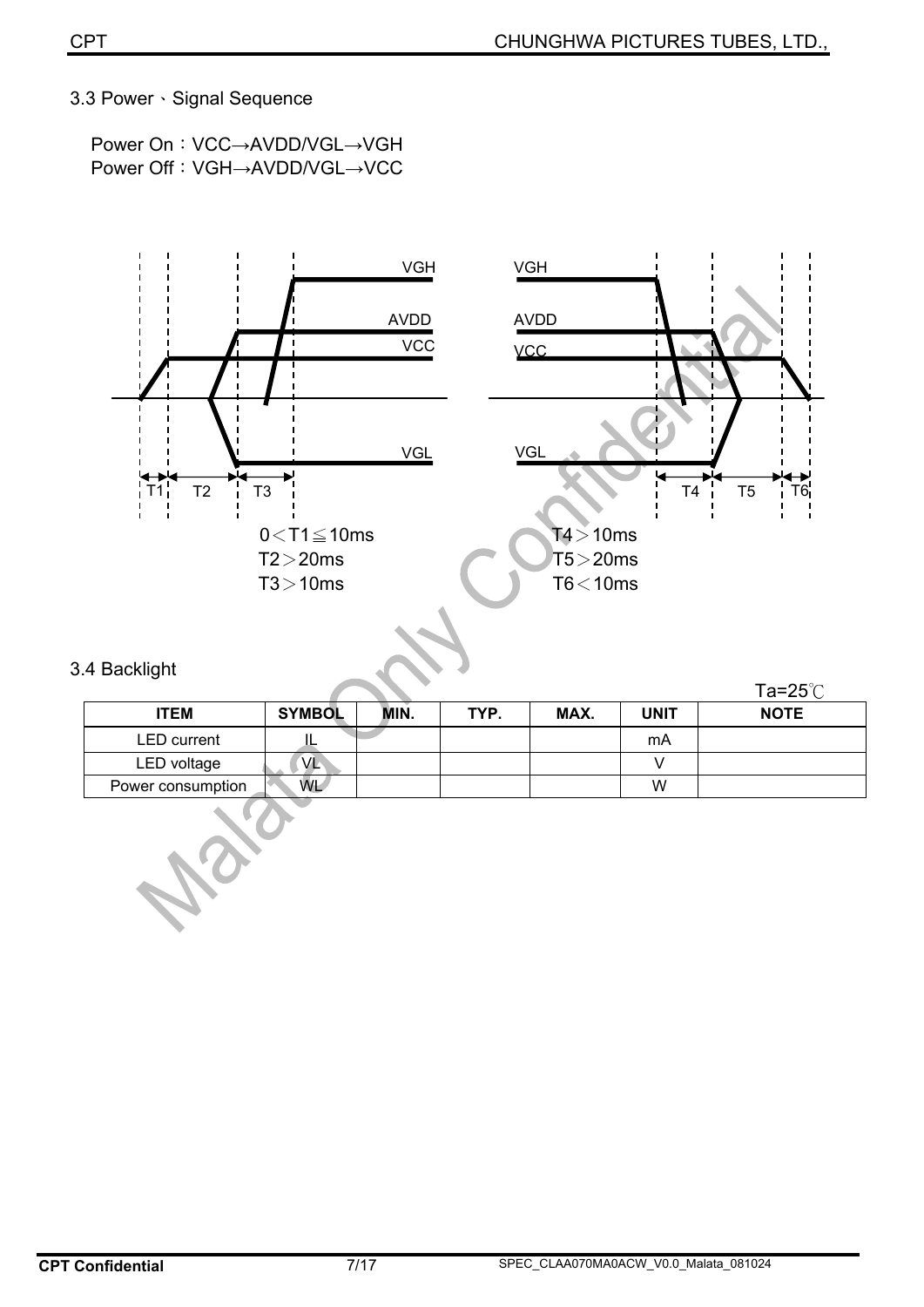## 3.3 Power、Signal Sequence

Power On：VCC→AVDD/VGL→VGH
Power Off：VGH→AVDD/VGL→VCC

VGH
AVDD
VCC
VGL
T1 T2 T3

VGH
AVDD
VCC
VGL
T4 T5 T6

0＜T1≦10ms
T2＞20ms
T3＞10ms

T4＞10ms
T5＞20ms
T6＜10ms

## 3.4 Backlight

Ta=25℃

| ITEM | SYMBOL | MIN. | TYP. | MAX. | UNIT | NOTE |
|---|---|---|---|---|---|---|
| LED current | IL | | | | mA | |
| LED voltage | VL | | | | V | |
| Power consumption | WL | | | | W | |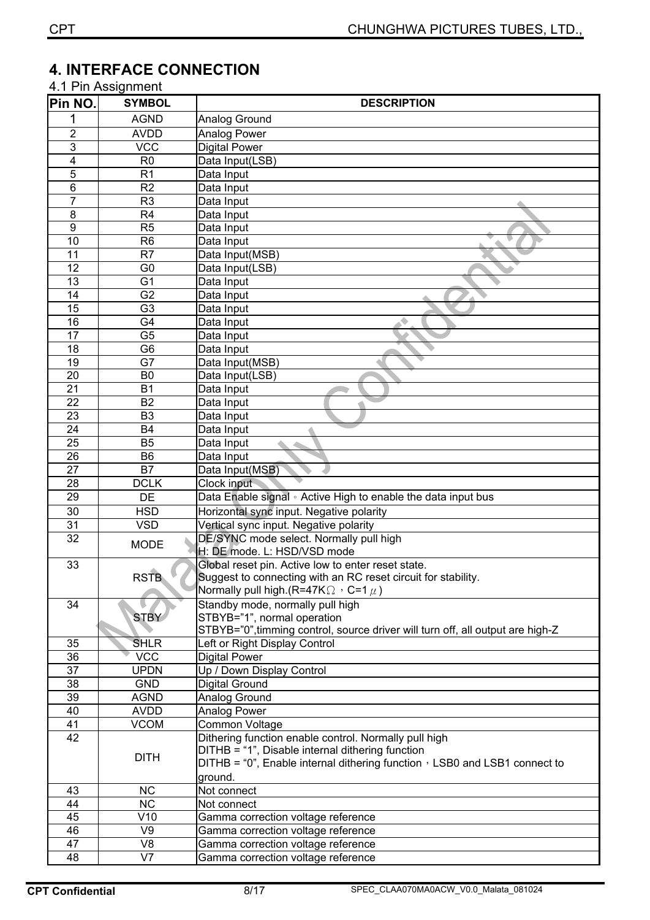# 4. INTERFACE CONNECTION

4.1 Pin Assignment

| Pin NO. | SYMBOL | DESCRIPTION |
|---|---|---|
| 1 | AGND | Analog Ground |
| 2 | AVDD | Analog Power |
| 3 | VCC | Digital Power |
| 4 | R0 | Data Input(LSB) |
| 5 | R1 | Data Input |
| 6 | R2 | Data Input |
| 7 | R3 | Data Input |
| 8 | R4 | Data Input |
| 9 | R5 | Data Input |
| 10 | R6 | Data Input |
| 11 | R7 | Data Input(MSB) |
| 12 | G0 | Data Input(LSB) |
| 13 | G1 | Data Input |
| 14 | G2 | Data Input |
| 15 | G3 | Data Input |
| 16 | G4 | Data Input |
| 17 | G5 | Data Input |
| 18 | G6 | Data Input |
| 19 | G7 | Data Input(MSB) |
| 20 | B0 | Data Input(LSB) |
| 21 | B1 | Data Input |
| 22 | B2 | Data Input |
| 23 | B3 | Data Input |
| 24 | B4 | Data Input |
| 25 | B5 | Data Input |
| 26 | B6 | Data Input |
| 27 | B7 | Data Input(MSB) |
| 28 | DCLK | Clock input |
| 29 | DE | Data Enable signal。Active High to enable the data input bus |
| 30 | HSD | Horizontal sync input. Negative polarity |
| 31 | VSD | Vertical sync input. Negative polarity |
| 32 | MODE | DE/SYNC mode select. Normally pull high<br>H: DE mode. L: HSD/VSD mode |
| 33 | RSTB | Global reset pin. Active low to enter reset state.<br>Suggest to connecting with an RC reset circuit for stability.<br>Normally pull high.(R=47KΩ，C=1μ) |
| 34 | STBY | Standby mode, normally pull high<br>STBYB="1", normal operation<br>STBYB="0",timming control, source driver will turn off, all output are high-Z |
| 35 | SHLR | Left or Right Display Control |
| 36 | VCC | Digital Power |
| 37 | UPDN | Up / Down Display Control |
| 38 | GND | Digital Ground |
| 39 | AGND | Analog Ground |
| 40 | AVDD | Analog Power |
| 41 | VCOM | Common Voltage |
| 42 | DITH | Dithering function enable control. Normally pull high<br>DITHB = "1", Disable internal dithering function<br>DITHB = "0", Enable internal dithering function，LSB0 and LSB1 connect to ground. |
| 43 | NC | Not connect |
| 44 | NC | Not connect |
| 45 | V10 | Gamma correction voltage reference |
| 46 | V9 | Gamma correction voltage reference |
| 47 | V8 | Gamma correction voltage reference |
| 48 | V7 | Gamma correction voltage reference |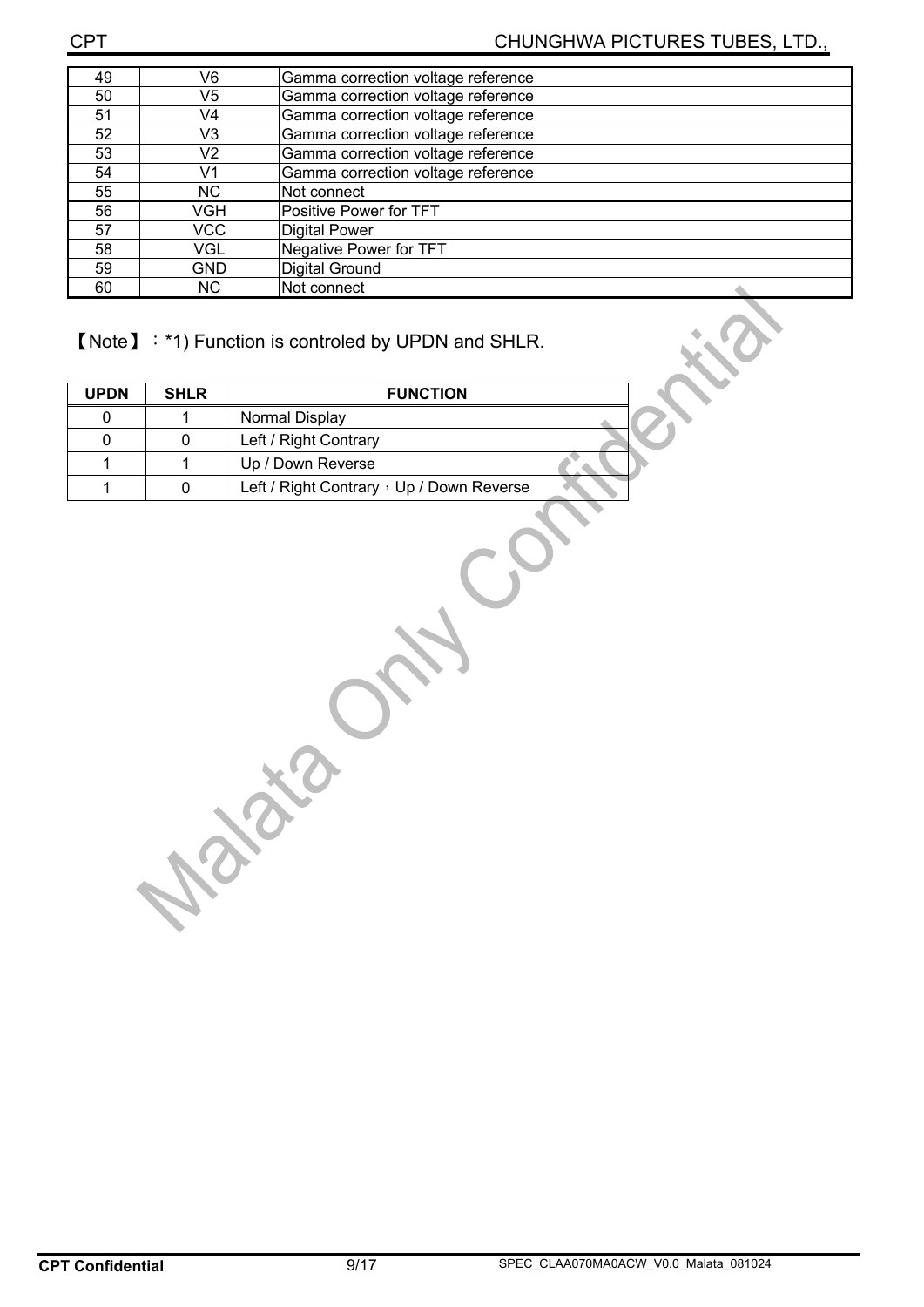| | | |
|---|---|---|
| 49 | V6 | Gamma correction voltage reference |
| 50 | V5 | Gamma correction voltage reference |
| 51 | V4 | Gamma correction voltage reference |
| 52 | V3 | Gamma correction voltage reference |
| 53 | V2 | Gamma correction voltage reference |
| 54 | V1 | Gamma correction voltage reference |
| 55 | NC | Not connect |
| 56 | VGH | Positive Power for TFT |
| 57 | VCC | Digital Power |
| 58 | VGL | Negative Power for TFT |
| 59 | GND | Digital Ground |
| 60 | NC | Not connect |

【Note】：*1) Function is controled by UPDN and SHLR.

| UPDN | SHLR | FUNCTION |
|---|---|---|
| 0 | 1 | Normal Display |
| 0 | 0 | Left / Right Contrary |
| 1 | 1 | Up / Down Reverse |
| 1 | 0 | Left / Right Contrary，Up / Down Reverse |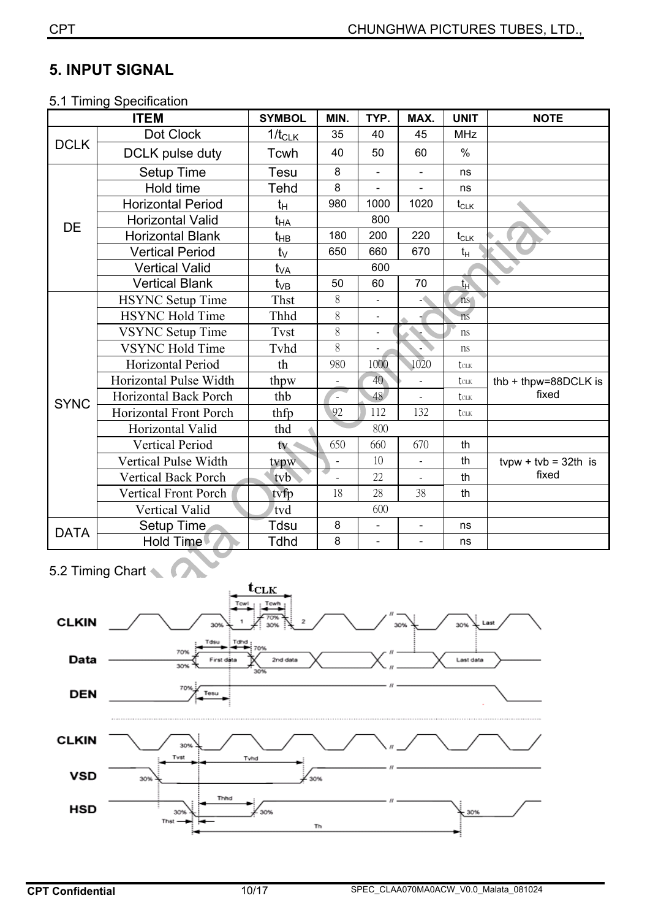# 5. INPUT SIGNAL

5.1 Timing Specification

| ITEM | | SYMBOL | MIN. | TYP. | MAX. | UNIT | NOTE |
|---|---|---|---|---|---|---|---|
| DCLK | Dot Clock | $1/t_{CLK}$ | 35 | 40 | 45 | MHz | |
| | DCLK pulse duty | Tcwh | 40 | 50 | 60 | % | |
| DE | Setup Time | Tesu | 8 | - | - | ns | |
| | Hold time | Tehd | 8 | - | - | ns | |
| | Horizontal Period | $t_H$ | 980 | 1000 | 1020 | $t_{CLK}$ | |
| | Horizontal Valid | $t_{HA}$ | | 800 | | | |
| | Horizontal Blank | $t_{HB}$ | 180 | 200 | 220 | $t_{CLK}$ | |
| | Vertical Period | $t_V$ | 650 | 660 | 670 | $t_H$ | |
| | Vertical Valid | $t_{VA}$ | | 600 | | | |
| | Vertical Blank | $t_{VB}$ | 50 | 60 | 70 | $t_H$ | |
| SYNC | HSYNC Setup Time | Thst | 8 | - | - | ns | |
| | HSYNC Hold Time | Thhd | 8 | - | - | ns | |
| | VSYNC Setup Time | Tvst | 8 | - | - | ns | |
| | VSYNC Hold Time | Tvhd | 8 | - | - | ns | |
| | Horizontal Period | th | 980 | 1000 | 1020 | $t_{CLK}$ | |
| | Horizontal Pulse Width | thpw | - | 40 | - | $t_{CLK}$ | thb + thpw=88DCLK is fixed |
| | Horizontal Back Porch | thb | - | 48 | - | $t_{CLK}$ | |
| | Horizontal Front Porch | thfp | 92 | 112 | 132 | $t_{CLK}$ | |
| | Horizontal Valid | thd | | 800 | | | |
| | Vertical Period | tv | 650 | 660 | 670 | th | |
| | Vertical Pulse Width | tvpw | - | 10 | - | th | tvpw + tvb = 32th is fixed |
| | Vertical Back Porch | tvb | - | 22 | - | th | |
| | Vertical Front Porch | tvfp | 18 | 28 | 38 | th | |
| | Vertical Valid | tvd | | 600 | | | |
| DATA | Setup Time | Tdsu | 8 | - | - | ns | |
| | Hold Time | Tdhd | 8 | - | - | ns | |

5.2 Timing Chart

$t_{CLK}$

CLKIN
Tcwl Tcwh
30% 1 70% 30% 2 30% 30% Last

Data
Tdsu Tdhd
70% 30% First data 70% 30% 2nd data Last data

DEN
70% Tesu

CLKIN
30%

VSD
Tvst Tvhd
30% 30%

HSD
Thhd
30% 30% 30%
Thst
Th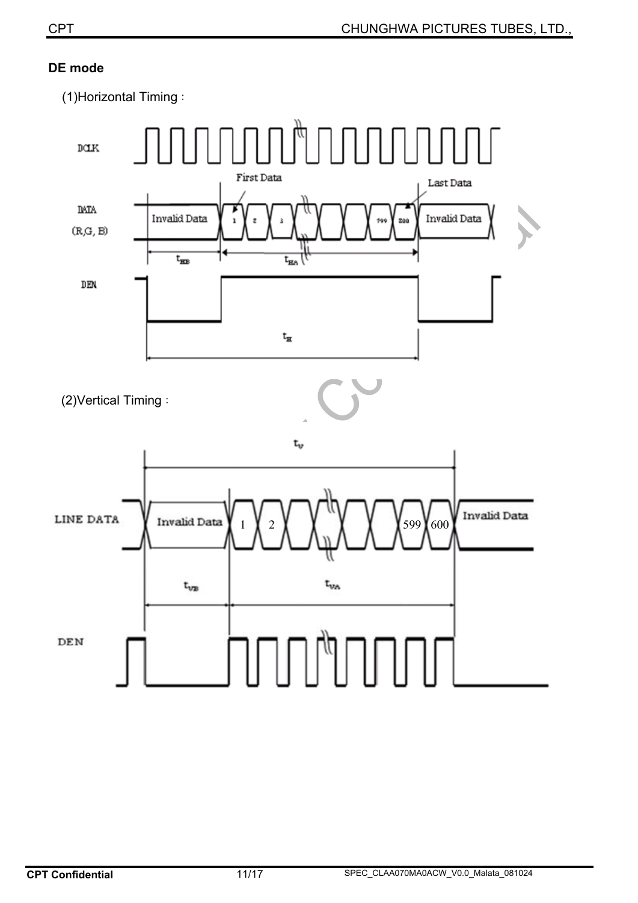## DE mode

(1)Horizontal Timing：

DCLK

First Data

Last Data

DATA (R,G, B)

Invalid Data

1 2 3 799 800

Invalid Data

$t_{HB}$

$t_{HA}$

DEN

$t_H$

(2)Vertical Timing：

$t_V$

LINE DATA

Invalid Data

1 2 599 600

Invalid Data

$t_{VB}$

$t_{VA}$

DEN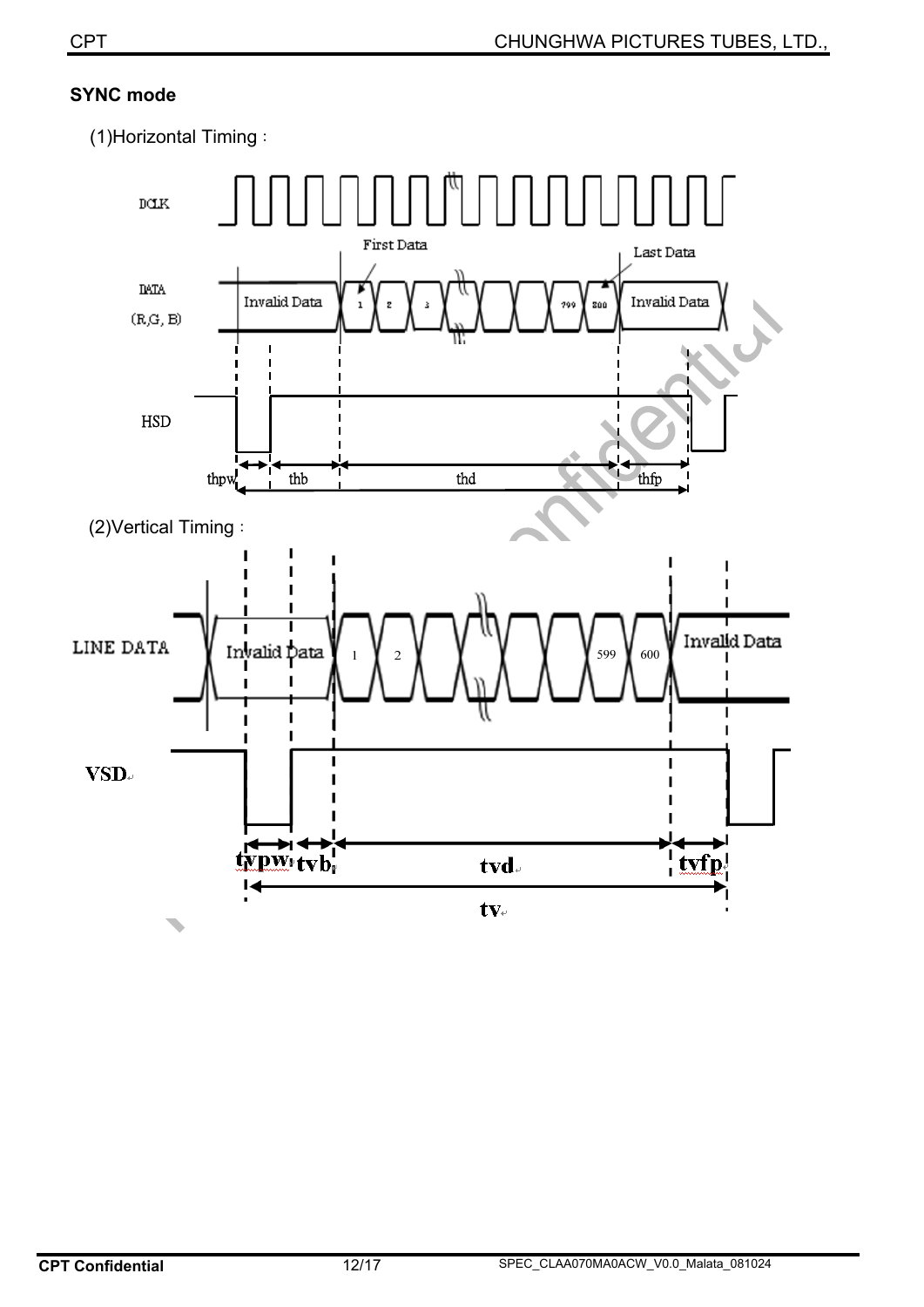**SYNC mode**

(1)Horizontal Timing：

DCLK

First Data

Last Data

DATA (R,G, B)

Invalid Data

1

2

3

799

800

Invalid Data

HSD

thpw

thb

thd

thfp

(2)Vertical Timing：

LINE DATA

Invalid Data

1

2

599

600

Invalid Data

VSD

tvpw

tvb

tvd

tvfp

tv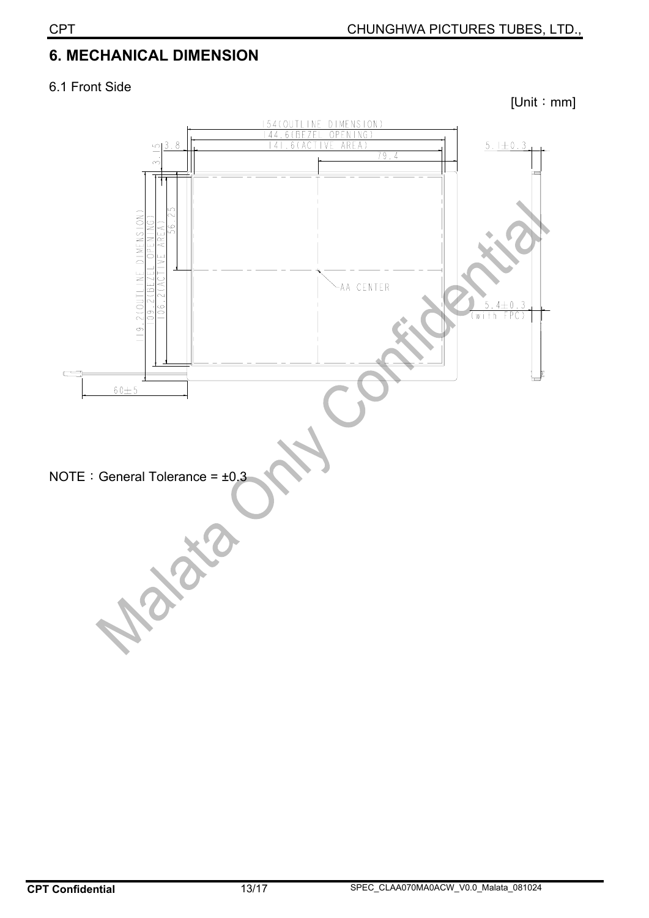# 6. MECHANICAL DIMENSION

## 6.1 Front Side

[Unit：mm]

154(OUTLINE DIMENSION)
144.6(BEZEL OPENING)
141.6(ACTIVE AREA)
79.4
3.8
3.15
5.1±0.3
119.2(OUTLINE DIMENSION)
109.2(BEZEL OPENING)
106.2(ACTIVE AREA)
56.25
AA CENTER
5.4±0.3
(with FPC)
60±5

NOTE：General Tolerance = ±0.3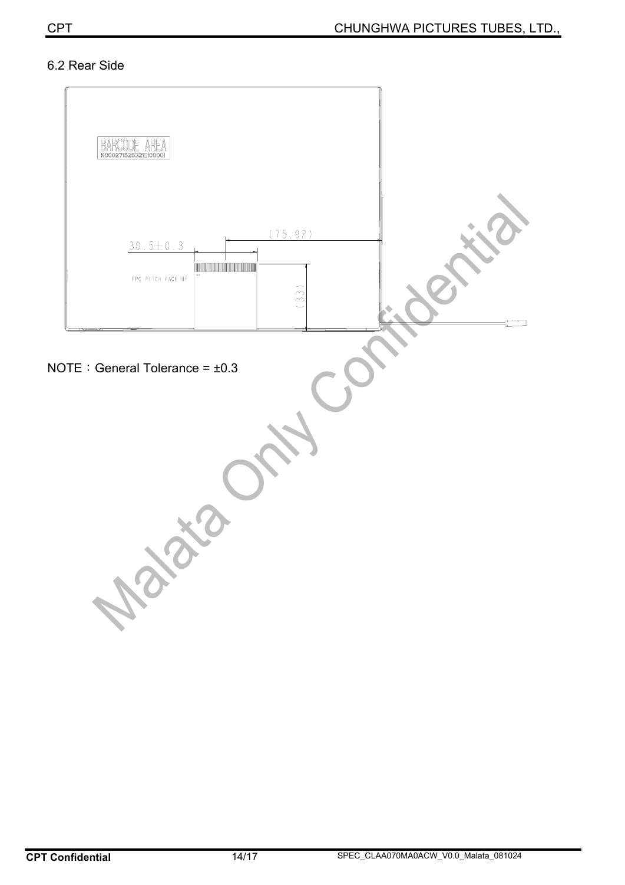## 6.2 Rear Side

BARCODE AREA
K000271526321E00001

30.5±0.3

(75.92)

FPC PITCH FACE UP

(33)

NOTE：General Tolerance = ±0.3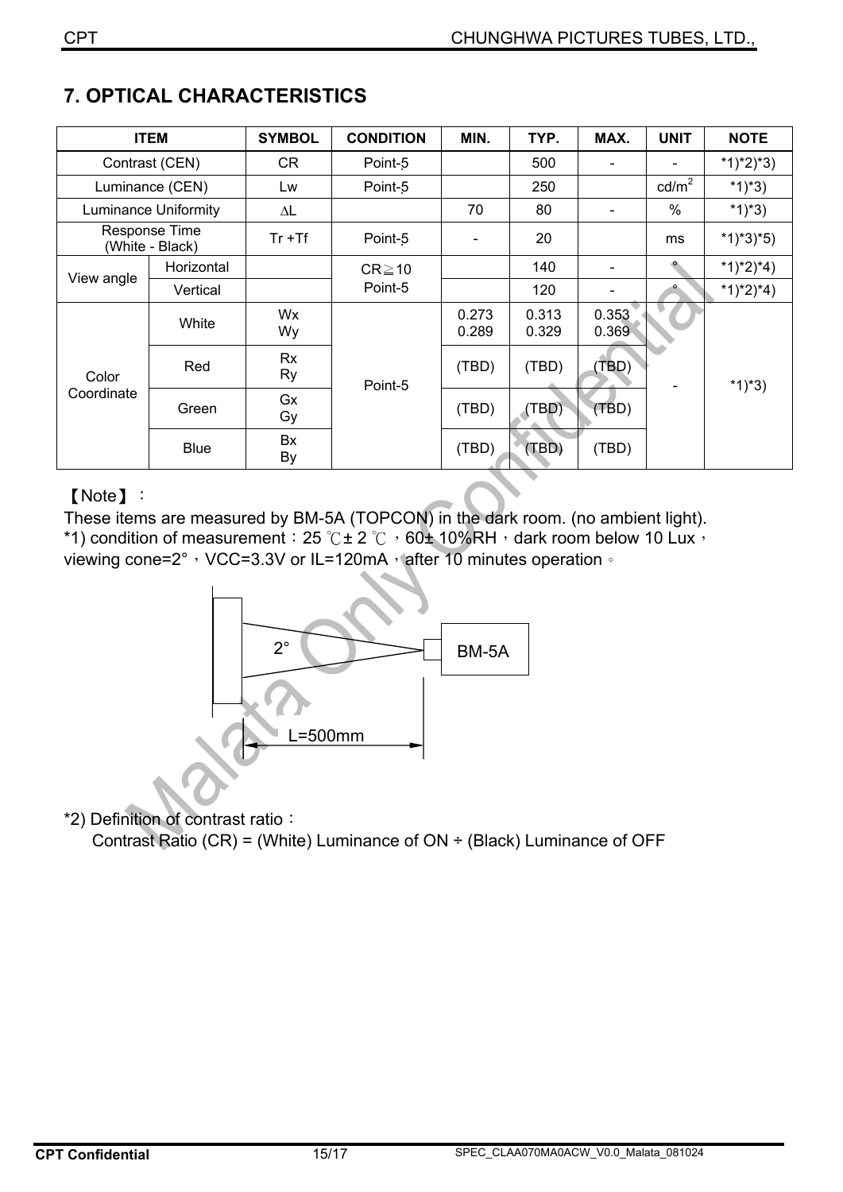## 7. OPTICAL CHARACTERISTICS

| ITEM | | SYMBOL | CONDITION | MIN. | TYP. | MAX. | UNIT | NOTE |
|---|---|---|---|---|---|---|---|---|
| Contrast (CEN) | | CR | Point-5 | | 500 | - | - | *1)*2)*3) |
| Luminance (CEN) | | Lw | Point-5 | | 250 | | cd/m$^2$ | *1)*3) |
| Luminance Uniformity | | ΔL | | 70 | 80 | - | % | *1)*3) |
| Response Time (White - Black) | | Tr +Tf | Point-5 | - | 20 | | ms | *1)*3)*5) |
| View angle | Horizontal | | CR≧10 Point-5 | | 140 | - | ° | *1)*2)*4) |
| | Vertical | | | | 120 | - | ° | *1)*2)*4) |
| Color Coordinate | White | Wx Wy | Point-5 | 0.273 0.289 | 0.313 0.329 | 0.353 0.369 | - | *1)*3) |
| | Red | Rx Ry | | (TBD) | (TBD) | (TBD) | | |
| | Green | Gx Gy | | (TBD) | (TBD) | (TBD) | | |
| | Blue | Bx By | | (TBD) | (TBD) | (TBD) | | |

【Note】：

These items are measured by BM-5A (TOPCON) in the dark room. (no ambient light).

*1) condition of measurement：25 ℃± 2 ℃ ，60± 10%RH，dark room below 10 Lux，viewing cone=2°，VCC=3.3V or IL=120mA，after 10 minutes operation。

2°

BM-5A

L=500mm

*2) Definition of contrast ratio：

Contrast Ratio (CR) = (White) Luminance of ON ÷ (Black) Luminance of OFF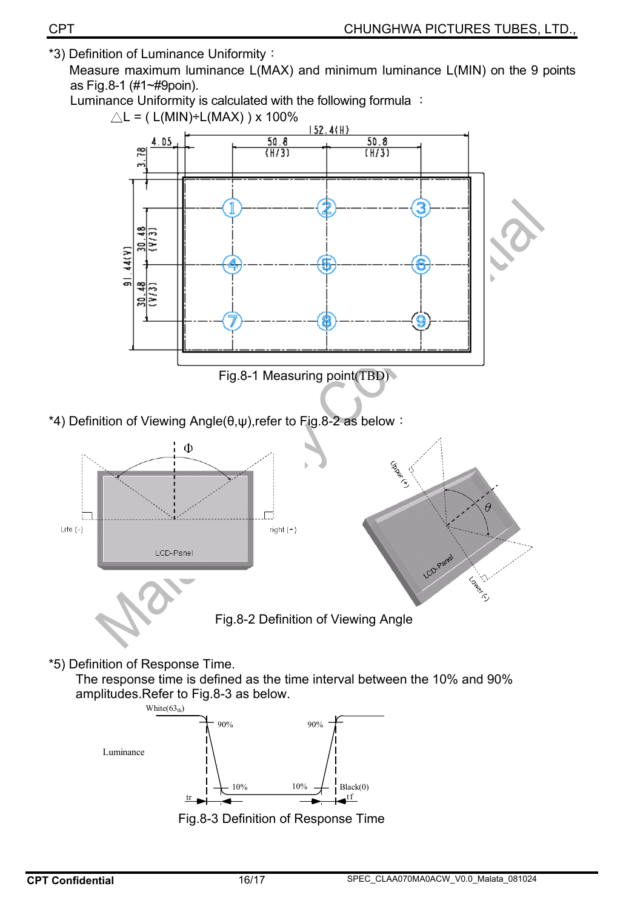*3) Definition of Luminance Uniformity：

Measure maximum luminance L(MAX) and minimum luminance L(MIN) on the 9 points as Fig.8-1 (#1~#9poin).

Luminance Uniformity is calculated with the following formula ：

$\triangle L$ = ( L(MIN)÷L(MAX) ) x 100%

152.4(H)
4.05
50.8 (H/3)
50.8 (H/3)
3.78
91.44(V)
30.48 (V/3)
30.48 (V/3)
1
2
3
4
5
6
7
8
9

Fig.8-1 Measuring point(TBD)

*4) Definition of Viewing Angle(θ,ψ),refer to Fig.8-2 as below：

Φ
Life (-)
right (+)
LCD-Panel
Upper (+)
θ
LCD-Panel
Lower (-)

Fig.8-2 Definition of Viewing Angle

*5) Definition of Response Time.

The response time is defined as the time interval between the 10% and 90% amplitudes.Refer to Fig.8-3 as below.

White(63th)
Luminance
90%
90%
10%
10%
Black(0)
tr
tf

Fig.8-3 Definition of Response Time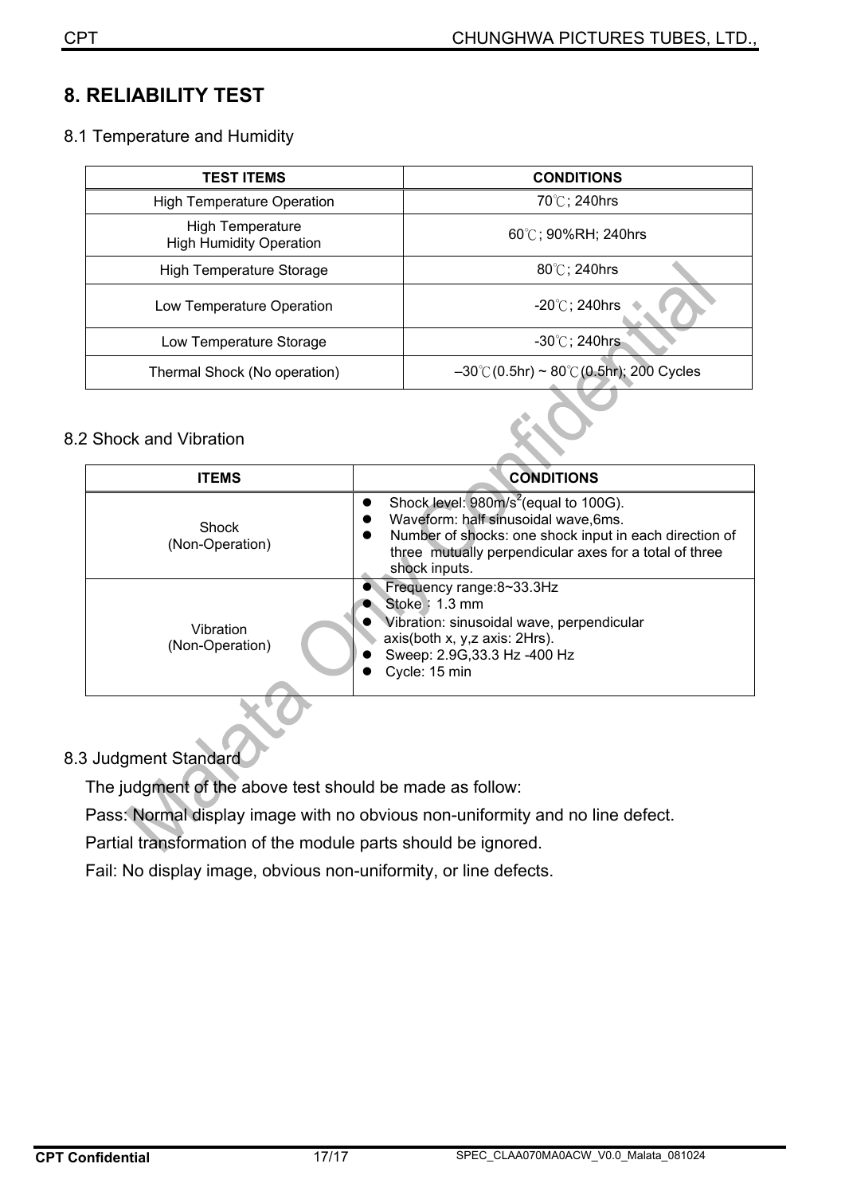# 8. RELIABILITY TEST

## 8.1 Temperature and Humidity

| TEST ITEMS | CONDITIONS |
|---|---|
| High Temperature Operation | 70℃; 240hrs |
| High Temperature High Humidity Operation | 60℃; 90%RH; 240hrs |
| High Temperature Storage | 80℃; 240hrs |
| Low Temperature Operation | -20℃; 240hrs |
| Low Temperature Storage | -30℃; 240hrs |
| Thermal Shock (No operation) | –30℃(0.5hr) ~ 80℃(0.5hr); 200 Cycles |

## 8.2 Shock and Vibration

| ITEMS | CONDITIONS |
|---|---|
| Shock (Non-Operation) | • Shock level: 980m/s$^2$(equal to 100G).<br>• Waveform: half sinusoidal wave,6ms.<br>• Number of shocks: one shock input in each direction of three mutually perpendicular axes for a total of three shock inputs. |
| Vibration (Non-Operation) | • Frequency range:8~33.3Hz<br>• Stoke：1.3 mm<br>• Vibration: sinusoidal wave, perpendicular axis(both x, y,z axis: 2Hrs).<br>• Sweep: 2.9G,33.3 Hz -400 Hz<br>• Cycle: 15 min |

## 8.3 Judgment Standard

The judgment of the above test should be made as follow:

Pass: Normal display image with no obvious non-uniformity and no line defect.

Partial transformation of the module parts should be ignored.

Fail: No display image, obvious non-uniformity, or line defects.